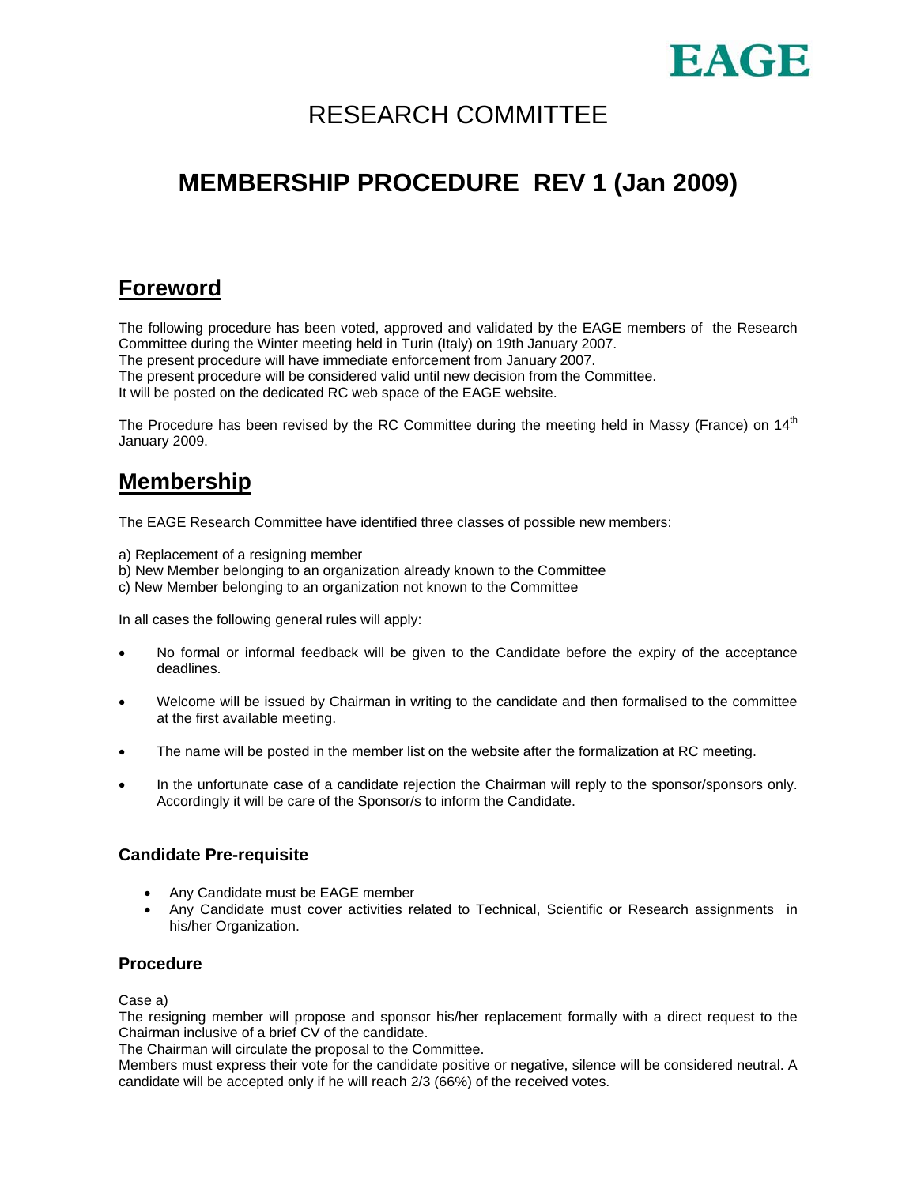EAGE

# RESEARCH COMMITTEE

# MEMBERSHIP PROCEDURE REV 1 (Jan 2009)

## Foreword

The following procedure has been voted, approved and validated by the EAGE members of the Research Committee during the Winter meeting held in Turin (Italy) on 19th January 2007.
The present procedure will have immediate enforcement from January 2007.
The present procedure will be considered valid until new decision from the Committee.
It will be posted on the dedicated RC web space of the EAGE website.

The Procedure has been revised by the RC Committee during the meeting held in Massy (France) on 14th January 2009.

## Membership

The EAGE Research Committee have identified three classes of possible new members:

a) Replacement of a resigning member
b) New Member belonging to an organization already known to the Committee
c) New Member belonging to an organization not known to the Committee

In all cases the following general rules will apply:

- No formal or informal feedback will be given to the Candidate before the expiry of the acceptance deadlines.
- Welcome will be issued by Chairman in writing to the candidate and then formalised to the committee at the first available meeting.
- The name will be posted in the member list on the website after the formalization at RC meeting.
- In the unfortunate case of a candidate rejection the Chairman will reply to the sponsor/sponsors only. Accordingly it will be care of the Sponsor/s to inform the Candidate.

### Candidate Pre-requisite

- Any Candidate must be EAGE member
- Any Candidate must cover activities related to Technical, Scientific or Research assignments in his/her Organization.

### Procedure

Case a)
The resigning member will propose and sponsor his/her replacement formally with a direct request to the Chairman inclusive of a brief CV of the candidate.
The Chairman will circulate the proposal to the Committee.
Members must express their vote for the candidate positive or negative, silence will be considered neutral. A candidate will be accepted only if he will reach 2/3 (66%) of the received votes.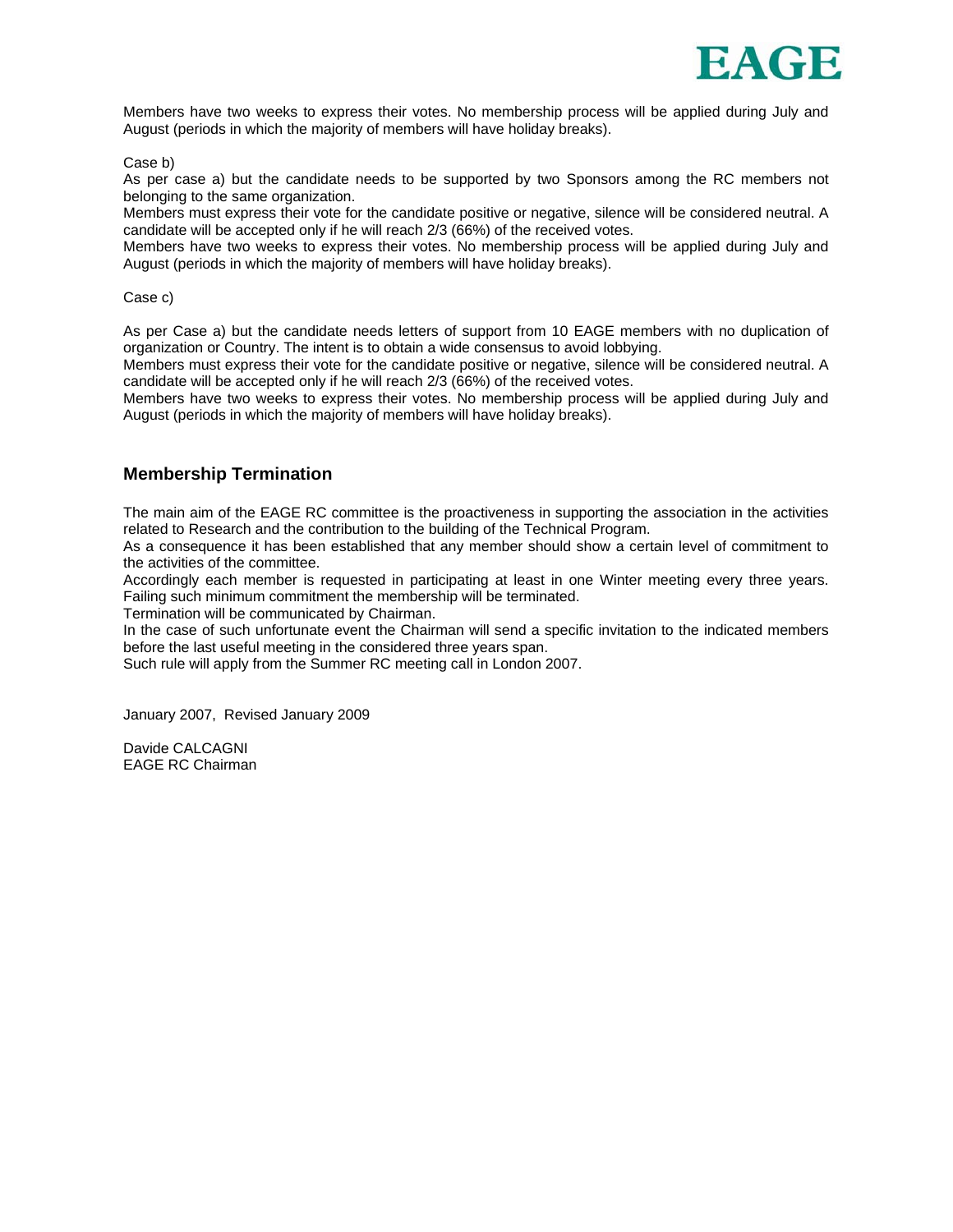Members have two weeks to express their votes. No membership process will be applied during July and August (periods in which the majority of members will have holiday breaks).

Case b)

As per case a) but the candidate needs to be supported by two Sponsors among the RC members not belonging to the same organization.

Members must express their vote for the candidate positive or negative, silence will be considered neutral. A candidate will be accepted only if he will reach 2/3 (66%) of the received votes.

Members have two weeks to express their votes. No membership process will be applied during July and August (periods in which the majority of members will have holiday breaks).

Case c)

As per Case a) but the candidate needs letters of support from 10 EAGE members with no duplication of organization or Country. The intent is to obtain a wide consensus to avoid lobbying.

Members must express their vote for the candidate positive or negative, silence will be considered neutral. A candidate will be accepted only if he will reach 2/3 (66%) of the received votes.

Members have two weeks to express their votes. No membership process will be applied during July and August (periods in which the majority of members will have holiday breaks).

## Membership Termination

The main aim of the EAGE RC committee is the proactiveness in supporting the association in the activities related to Research and the contribution to the building of the Technical Program.

As a consequence it has been established that any member should show a certain level of commitment to the activities of the committee.

Accordingly each member is requested in participating at least in one Winter meeting every three years. Failing such minimum commitment the membership will be terminated.

Termination will be communicated by Chairman.

In the case of such unfortunate event the Chairman will send a specific invitation to the indicated members before the last useful meeting in the considered three years span.

Such rule will apply from the Summer RC meeting call in London 2007.

January 2007, Revised January 2009

Davide CALCAGNI
EAGE RC Chairman